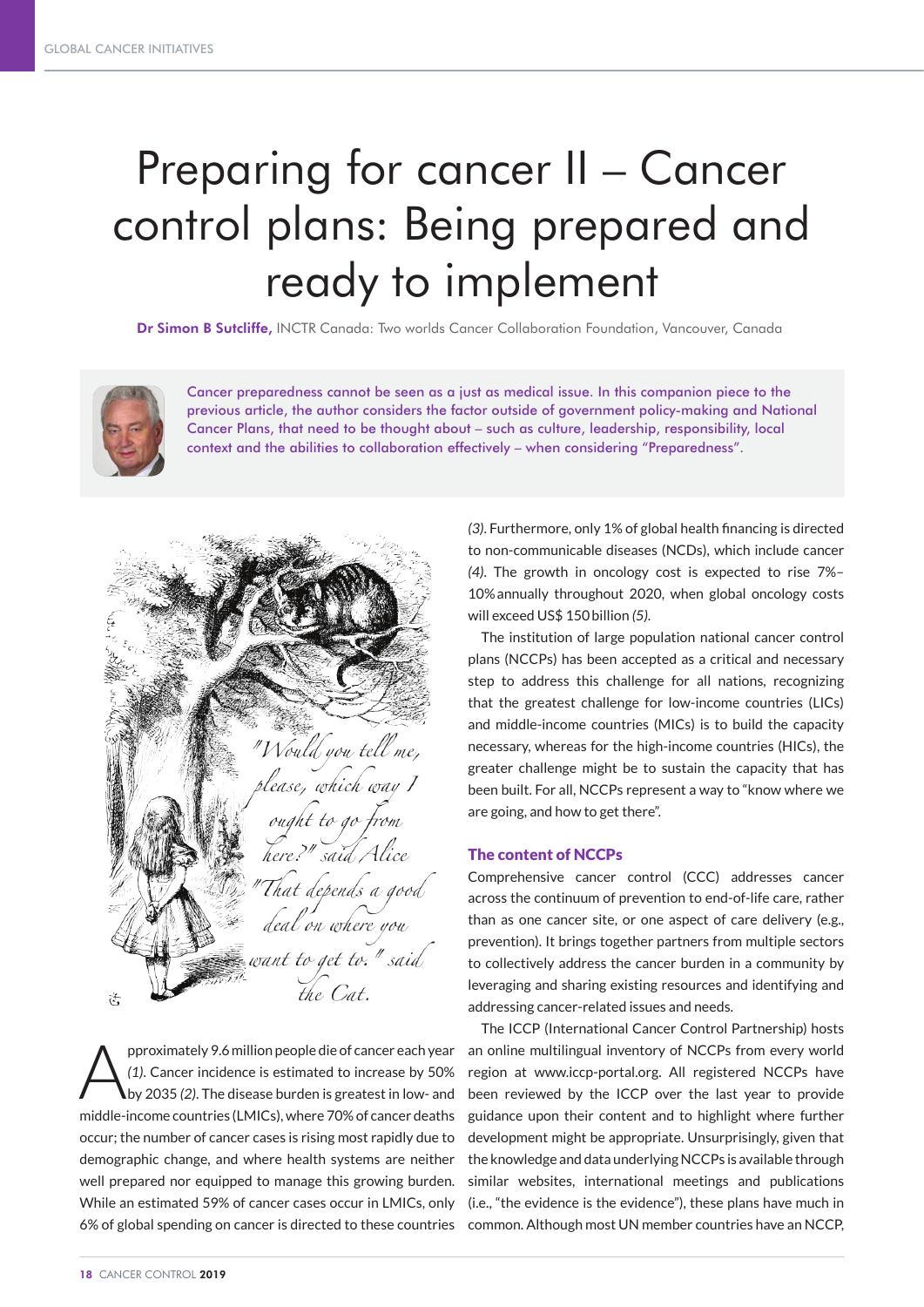# Preparing for cancer II – Cancer control plans: Being prepared and ready to implement

**Dr Simon B Sutcliffe,** INCTR Canada: Two worlds Cancer Collaboration Foundation, Vancouver, Canada

Cancer preparedness cannot be seen as a just as medical issue. In this companion piece to the previous article, the author considers the factor outside of government policy-making and National Cancer Plans, that need to be thought about – such as culture, leadership, responsibility, local context and the abilities to collaboration effectively – when considering "Preparedness".

*"Would you tell me, please, which way I ought to go from here?" said Alice "That depends a good deal on where you want to get to." said the Cat.*

Approximately 9.6 million people die of cancer each year *(1)*. Cancer incidence is estimated to increase by 50% by 2035 *(2)*. The disease burden is greatest in low- and middle-income countries (LMICs), where 70% of cancer deaths occur; the number of cancer cases is rising most rapidly due to demographic change, and where health systems are neither well prepared nor equipped to manage this growing burden. While an estimated 59% of cancer cases occur in LMICs, only 6% of global spending on cancer is directed to these countries *(3)*. Furthermore, only 1% of global health financing is directed to non-communicable diseases (NCDs), which include cancer *(4)*. The growth in oncology cost is expected to rise 7%–10% annually throughout 2020, when global oncology costs will exceed US$ 150 billion *(5)*.

The institution of large population national cancer control plans (NCCPs) has been accepted as a critical and necessary step to address this challenge for all nations, recognizing that the greatest challenge for low-income countries (LICs) and middle-income countries (MICs) is to build the capacity necessary, whereas for the high-income countries (HICs), the greater challenge might be to sustain the capacity that has been built. For all, NCCPs represent a way to "know where we are going, and how to get there".

## The content of NCCPs

Comprehensive cancer control (CCC) addresses cancer across the continuum of prevention to end-of-life care, rather than as one cancer site, or one aspect of care delivery (e.g., prevention). It brings together partners from multiple sectors to collectively address the cancer burden in a community by leveraging and sharing existing resources and identifying and addressing cancer-related issues and needs.

The ICCP (International Cancer Control Partnership) hosts an online multilingual inventory of NCCPs from every world region at www.iccp-portal.org. All registered NCCPs have been reviewed by the ICCP over the last year to provide guidance upon their content and to highlight where further development might be appropriate. Unsurprisingly, given that the knowledge and data underlying NCCPs is available through similar websites, international meetings and publications (i.e., "the evidence is the evidence"), these plans have much in common. Although most UN member countries have an NCCP,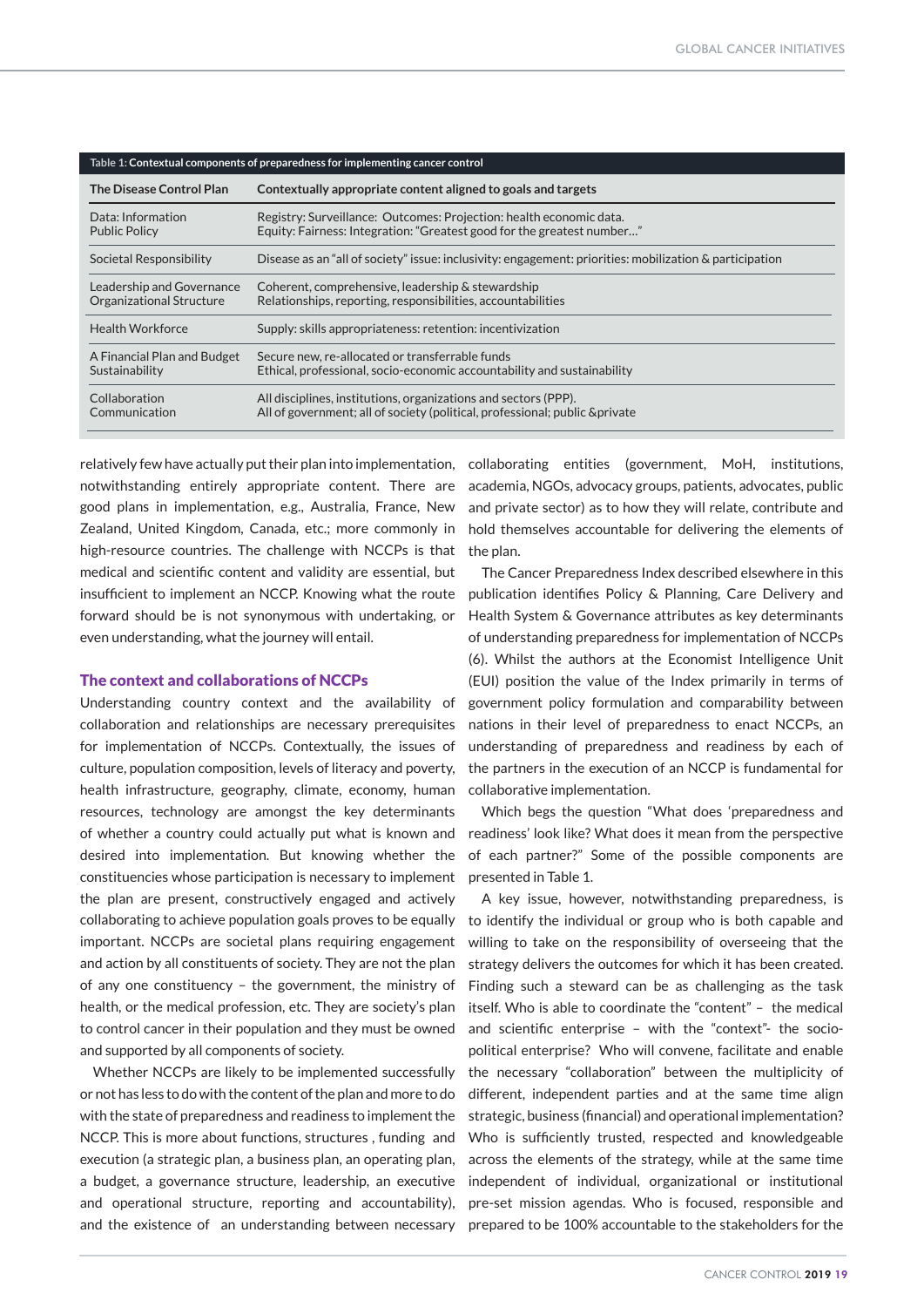Table 1: **Contextual components of preparedness for implementing cancer control**

| The Disease Control Plan | Contextually appropriate content aligned to goals and targets |
|---|---|
| Data: Information<br>Public Policy | Registry: Surveillance: Outcomes: Projection: health economic data.<br>Equity: Fairness: Integration: "Greatest good for the greatest number…" |
| Societal Responsibility | Disease as an "all of society" issue: inclusivity: engagement: priorities: mobilization & participation |
| Leadership and Governance<br>Organizational Structure | Coherent, comprehensive, leadership & stewardship<br>Relationships, reporting, responsibilities, accountabilities |
| Health Workforce | Supply: skills appropriateness: retention: incentivization |
| A Financial Plan and Budget<br>Sustainability | Secure new, re-allocated or transferrable funds<br>Ethical, professional, socio-economic accountability and sustainability |
| Collaboration<br>Communication | All disciplines, institutions, organizations and sectors (PPP).<br>All of government; all of society (political, professional; public &private |

relatively few have actually put their plan into implementation, notwithstanding entirely appropriate content. There are good plans in implementation, e.g., Australia, France, New Zealand, United Kingdom, Canada, etc.; more commonly in high-resource countries. The challenge with NCCPs is that medical and scientific content and validity are essential, but insufficient to implement an NCCP. Knowing what the route forward should be is not synonymous with undertaking, or even understanding, what the journey will entail.

## The context and collaborations of NCCPs

Understanding country context and the availability of collaboration and relationships are necessary prerequisites for implementation of NCCPs. Contextually, the issues of culture, population composition, levels of literacy and poverty, health infrastructure, geography, climate, economy, human resources, technology are amongst the key determinants of whether a country could actually put what is known and desired into implementation. But knowing whether the constituencies whose participation is necessary to implement the plan are present, constructively engaged and actively collaborating to achieve population goals proves to be equally important. NCCPs are societal plans requiring engagement and action by all constituents of society. They are not the plan of any one constituency – the government, the ministry of health, or the medical profession, etc. They are society's plan to control cancer in their population and they must be owned and supported by all components of society.

Whether NCCPs are likely to be implemented successfully or not has less to do with the content of the plan and more to do with the state of preparedness and readiness to implement the NCCP. This is more about functions, structures , funding and execution (a strategic plan, a business plan, an operating plan, a budget, a governance structure, leadership, an executive and operational structure, reporting and accountability), and the existence of an understanding between necessary collaborating entities (government, MoH, institutions, academia, NGOs, advocacy groups, patients, advocates, public and private sector) as to how they will relate, contribute and hold themselves accountable for delivering the elements of the plan.

The Cancer Preparedness Index described elsewhere in this publication identifies Policy & Planning, Care Delivery and Health System & Governance attributes as key determinants of understanding preparedness for implementation of NCCPs (6). Whilst the authors at the Economist Intelligence Unit (EUI) position the value of the Index primarily in terms of government policy formulation and comparability between nations in their level of preparedness to enact NCCPs, an understanding of preparedness and readiness by each of the partners in the execution of an NCCP is fundamental for collaborative implementation.

Which begs the question "What does 'preparedness and readiness' look like? What does it mean from the perspective of each partner?" Some of the possible components are presented in Table 1.

A key issue, however, notwithstanding preparedness, is to identify the individual or group who is both capable and willing to take on the responsibility of overseeing that the strategy delivers the outcomes for which it has been created. Finding such a steward can be as challenging as the task itself. Who is able to coordinate the "content" – the medical and scientific enterprise – with the "context"- the socio-political enterprise? Who will convene, facilitate and enable the necessary "collaboration" between the multiplicity of different, independent parties and at the same time align strategic, business (financial) and operational implementation? Who is sufficiently trusted, respected and knowledgeable across the elements of the strategy, while at the same time independent of individual, organizational or institutional pre-set mission agendas. Who is focused, responsible and prepared to be 100% accountable to the stakeholders for the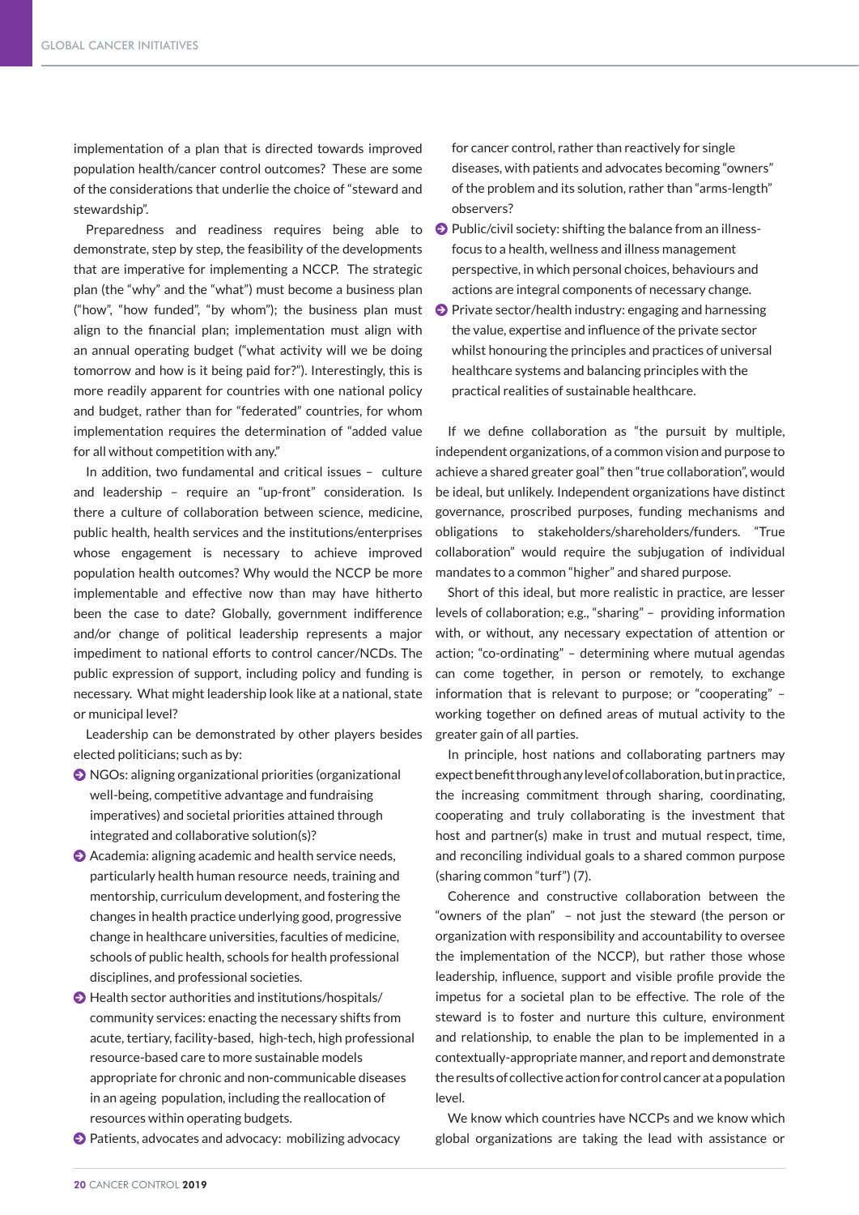implementation of a plan that is directed towards improved population health/cancer control outcomes? These are some of the considerations that underlie the choice of "steward and stewardship".

Preparedness and readiness requires being able to demonstrate, step by step, the feasibility of the developments that are imperative for implementing a NCCP. The strategic plan (the "why" and the "what") must become a business plan ("how", "how funded", "by whom"); the business plan must align to the financial plan; implementation must align with an annual operating budget ("what activity will we be doing tomorrow and how is it being paid for?"). Interestingly, this is more readily apparent for countries with one national policy and budget, rather than for "federated" countries, for whom implementation requires the determination of "added value for all without competition with any."

In addition, two fundamental and critical issues – culture and leadership – require an "up-front" consideration. Is there a culture of collaboration between science, medicine, public health, health services and the institutions/enterprises whose engagement is necessary to achieve improved population health outcomes? Why would the NCCP be more implementable and effective now than may have hitherto been the case to date? Globally, government indifference and/or change of political leadership represents a major impediment to national efforts to control cancer/NCDs. The public expression of support, including policy and funding is necessary. What might leadership look like at a national, state or municipal level?

Leadership can be demonstrated by other players besides elected politicians; such as by:

- NGOs: aligning organizational priorities (organizational well-being, competitive advantage and fundraising imperatives) and societal priorities attained through integrated and collaborative solution(s)?
- Academia: aligning academic and health service needs, particularly health human resource needs, training and mentorship, curriculum development, and fostering the changes in health practice underlying good, progressive change in healthcare universities, faculties of medicine, schools of public health, schools for health professional disciplines, and professional societies.
- Health sector authorities and institutions/hospitals/community services: enacting the necessary shifts from acute, tertiary, facility-based, high-tech, high professional resource-based care to more sustainable models appropriate for chronic and non-communicable diseases in an ageing population, including the reallocation of resources within operating budgets.
- Patients, advocates and advocacy: mobilizing advocacy for cancer control, rather than reactively for single diseases, with patients and advocates becoming "owners" of the problem and its solution, rather than "arms-length" observers?
- Public/civil society: shifting the balance from an illness-focus to a health, wellness and illness management perspective, in which personal choices, behaviours and actions are integral components of necessary change.
- Private sector/health industry: engaging and harnessing the value, expertise and influence of the private sector whilst honouring the principles and practices of universal healthcare systems and balancing principles with the practical realities of sustainable healthcare.

If we define collaboration as "the pursuit by multiple, independent organizations, of a common vision and purpose to achieve a shared greater goal" then "true collaboration", would be ideal, but unlikely. Independent organizations have distinct governance, proscribed purposes, funding mechanisms and obligations to stakeholders/shareholders/funders. "True collaboration" would require the subjugation of individual mandates to a common "higher" and shared purpose.

Short of this ideal, but more realistic in practice, are lesser levels of collaboration; e.g., "sharing" – providing information with, or without, any necessary expectation of attention or action; "co-ordinating" – determining where mutual agendas can come together, in person or remotely, to exchange information that is relevant to purpose; or "cooperating" – working together on defined areas of mutual activity to the greater gain of all parties.

In principle, host nations and collaborating partners may expect benefit through any level of collaboration, but in practice, the increasing commitment through sharing, coordinating, cooperating and truly collaborating is the investment that host and partner(s) make in trust and mutual respect, time, and reconciling individual goals to a shared common purpose (sharing common "turf") (7).

Coherence and constructive collaboration between the "owners of the plan" – not just the steward (the person or organization with responsibility and accountability to oversee the implementation of the NCCP), but rather those whose leadership, influence, support and visible profile provide the impetus for a societal plan to be effective. The role of the steward is to foster and nurture this culture, environment and relationship, to enable the plan to be implemented in a contextually-appropriate manner, and report and demonstrate the results of collective action for control cancer at a population level.

We know which countries have NCCPs and we know which global organizations are taking the lead with assistance or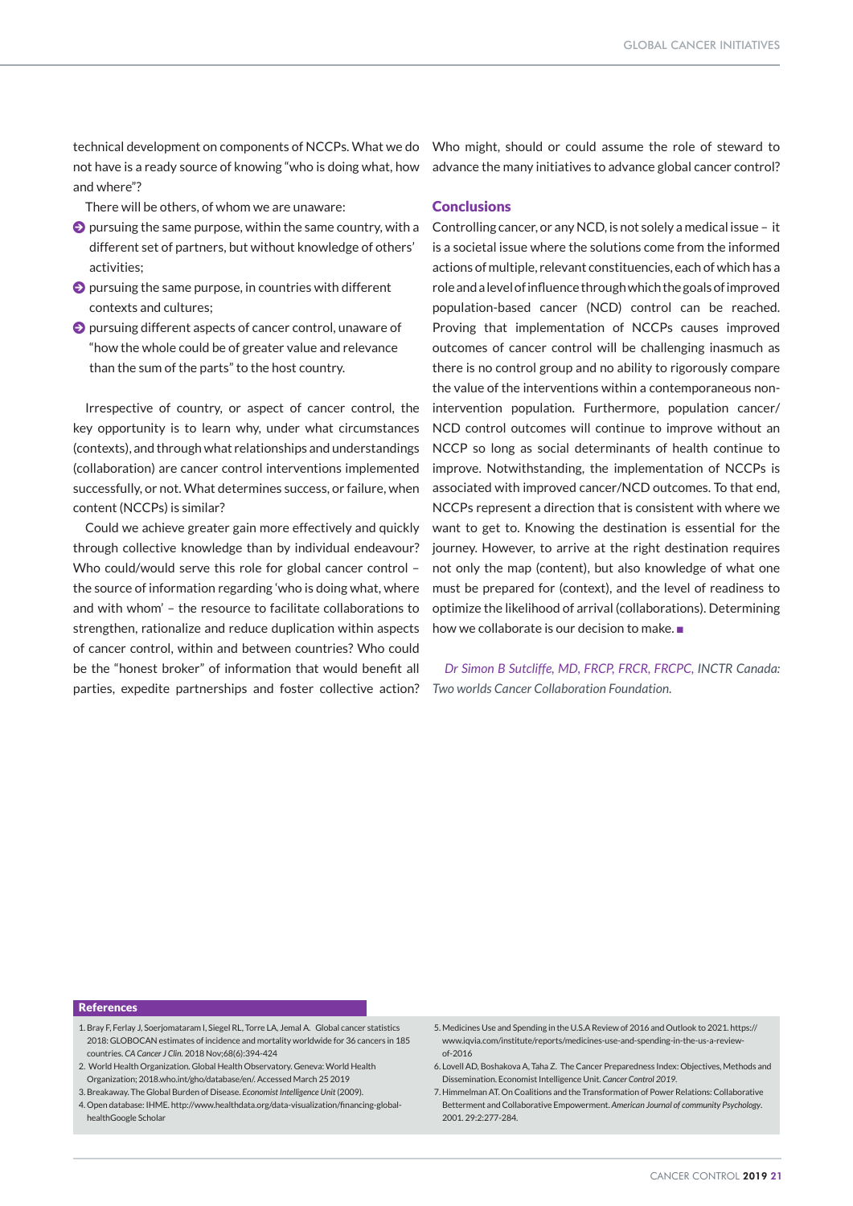technical development on components of NCCPs. What we do not have is a ready source of knowing "who is doing what, how and where"?

There will be others, of whom we are unaware:

- pursuing the same purpose, within the same country, with a different set of partners, but without knowledge of others' activities;
- pursuing the same purpose, in countries with different contexts and cultures;
- pursuing different aspects of cancer control, unaware of "how the whole could be of greater value and relevance than the sum of the parts" to the host country.

Irrespective of country, or aspect of cancer control, the key opportunity is to learn why, under what circumstances (contexts), and through what relationships and understandings (collaboration) are cancer control interventions implemented successfully, or not. What determines success, or failure, when content (NCCPs) is similar?

Could we achieve greater gain more effectively and quickly through collective knowledge than by individual endeavour? Who could/would serve this role for global cancer control – the source of information regarding 'who is doing what, where and with whom' – the resource to facilitate collaborations to strengthen, rationalize and reduce duplication within aspects of cancer control, within and between countries? Who could be the "honest broker" of information that would benefit all parties, expedite partnerships and foster collective action? Who might, should or could assume the role of steward to advance the many initiatives to advance global cancer control?

## Conclusions

Controlling cancer, or any NCD, is not solely a medical issue – it is a societal issue where the solutions come from the informed actions of multiple, relevant constituencies, each of which has a role and a level of influence through which the goals of improved population-based cancer (NCD) control can be reached. Proving that implementation of NCCPs causes improved outcomes of cancer control will be challenging inasmuch as there is no control group and no ability to rigorously compare the value of the interventions within a contemporaneous non-intervention population. Furthermore, population cancer/NCD control outcomes will continue to improve without an NCCP so long as social determinants of health continue to improve. Notwithstanding, the implementation of NCCPs is associated with improved cancer/NCD outcomes. To that end, NCCPs represent a direction that is consistent with where we want to get to. Knowing the destination is essential for the journey. However, to arrive at the right destination requires not only the map (content), but also knowledge of what one must be prepared for (context), and the level of readiness to optimize the likelihood of arrival (collaborations). Determining how we collaborate is our decision to make. ■

*Dr Simon B Sutcliffe, MD, FRCP, FRCR, FRCPC, INCTR Canada: Two worlds Cancer Collaboration Foundation.*

### References

1. Bray F, Ferlay J, Soerjomataram I, Siegel RL, Torre LA, Jemal A. Global cancer statistics 2018: GLOBOCAN estimates of incidence and mortality worldwide for 36 cancers in 185 countries. *CA Cancer J Clin.* 2018 Nov;68(6):394-424
2. World Health Organization. Global Health Observatory. Geneva: World Health Organization; 2018.who.int/gho/database/en/. Accessed March 25 2019
3. Breakaway. The Global Burden of Disease. *Economist Intelligence Unit* (2009).
4. Open database: IHME. http://www.healthdata.org/data-visualization/financing-global-healthGoogle Scholar
5. Medicines Use and Spending in the U.S.A Review of 2016 and Outlook to 2021. https://www.iqvia.com/institute/reports/medicines-use-and-spending-in-the-us-a-review-of-2016
6. Lovell AD, Boshakova A, Taha Z. The Cancer Preparedness Index: Objectives, Methods and Dissemination. Economist Intelligence Unit. *Cancer Control 2019.*
7. Himmelman AT. On Coalitions and the Transformation of Power Relations: Collaborative Betterment and Collaborative Empowerment. *American Journal of community Psychology*. 2001. 29:2:277-284.